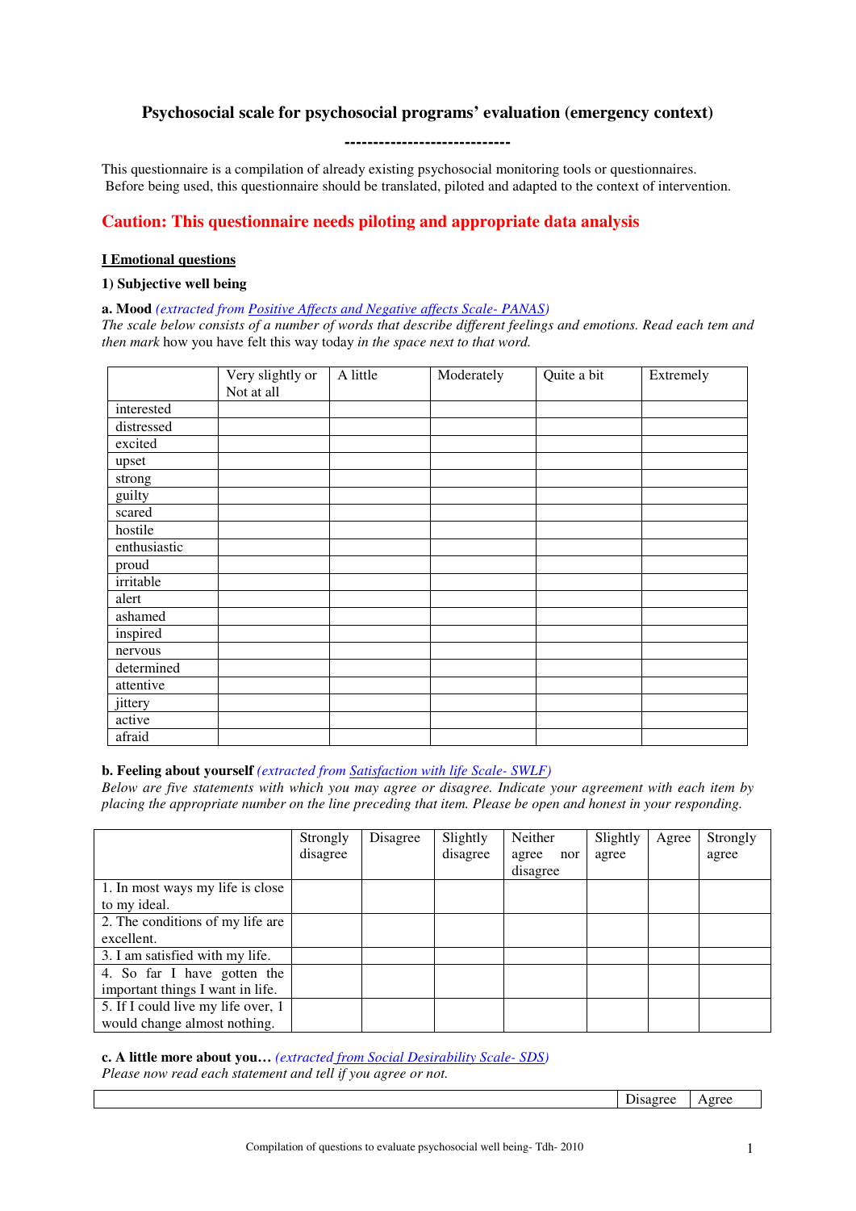# Psychosocial scale for psychosocial programs' evaluation (emergency context)

----------------------------

This questionnaire is a compilation of already existing psychosocial monitoring tools or questionnaires.
Before being used, this questionnaire should be translated, piloted and adapted to the context of intervention.

## Caution: This questionnaire needs piloting and appropriate data analysis

**I Emotional questions**

**1) Subjective well being**

**a. Mood** *(extracted from Positive Affects and Negative affects Scale- PANAS)*
*The scale below consists of a number of words that describe different feelings and emotions. Read each tem and then mark* how you have felt this way today *in the space next to that word.*

| | Very slightly or Not at all | A little | Moderately | Quite a bit | Extremely |
|---|---|---|---|---|---|
| interested | | | | | |
| distressed | | | | | |
| excited | | | | | |
| upset | | | | | |
| strong | | | | | |
| guilty | | | | | |
| scared | | | | | |
| hostile | | | | | |
| enthusiastic | | | | | |
| proud | | | | | |
| irritable | | | | | |
| alert | | | | | |
| ashamed | | | | | |
| inspired | | | | | |
| nervous | | | | | |
| determined | | | | | |
| attentive | | | | | |
| jittery | | | | | |
| active | | | | | |
| afraid | | | | | |

**b. Feeling about yourself** *(extracted from Satisfaction with life Scale- SWLF)*
*Below are five statements with which you may agree or disagree. Indicate your agreement with each item by placing the appropriate number on the line preceding that item. Please be open and honest in your responding.*

| | Strongly disagree | Disagree | Slightly disagree | Neither agree nor disagree | Slightly agree | Agree | Strongly agree |
|---|---|---|---|---|---|---|---|
| 1. In most ways my life is close to my ideal. | | | | | | | |
| 2. The conditions of my life are excellent. | | | | | | | |
| 3. I am satisfied with my life. | | | | | | | |
| 4. So far I have gotten the important things I want in life. | | | | | | | |
| 5. If I could live my life over, I would change almost nothing. | | | | | | | |

**c. A little more about you…** *(extracted from Social Desirability Scale- SDS)*
*Please now read each statement and tell if you agree or not.*

| | Disagree | Agree |
|---|---|---|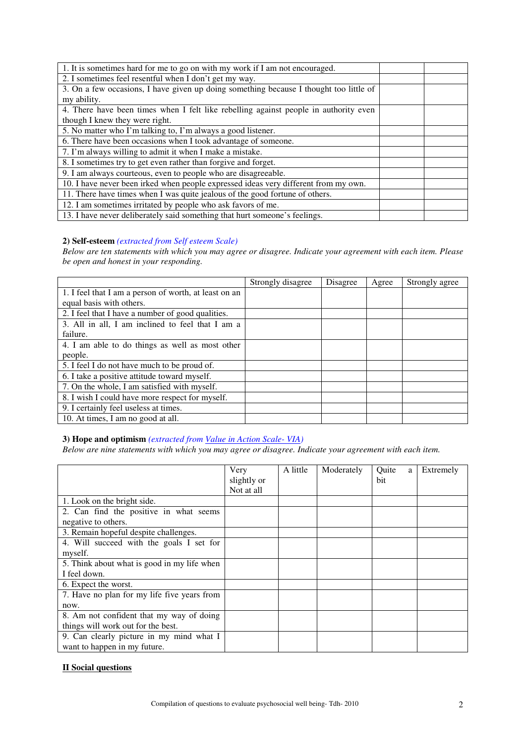| | | |
|---|---|---|
| 1. It is sometimes hard for me to go on with my work if I am not encouraged. | | |
| 2. I sometimes feel resentful when I don't get my way. | | |
| 3. On a few occasions, I have given up doing something because I thought too little of my ability. | | |
| 4. There have been times when I felt like rebelling against people in authority even though I knew they were right. | | |
| 5. No matter who I'm talking to, I'm always a good listener. | | |
| 6. There have been occasions when I took advantage of someone. | | |
| 7. I'm always willing to admit it when I make a mistake. | | |
| 8. I sometimes try to get even rather than forgive and forget. | | |
| 9. I am always courteous, even to people who are disagreeable. | | |
| 10. I have never been irked when people expressed ideas very different from my own. | | |
| 11. There have times when I was quite jealous of the good fortune of others. | | |
| 12. I am sometimes irritated by people who ask favors of me. | | |
| 13. I have never deliberately said something that hurt someone's feelings. | | |

**2) Self-esteem** *(extracted from Self esteem Scale)*

*Below are ten statements with which you may agree or disagree. Indicate your agreement with each item. Please be open and honest in your responding.*

| | Strongly disagree | Disagree | Agree | Strongly agree |
|---|---|---|---|---|
| 1. I feel that I am a person of worth, at least on an equal basis with others. | | | | |
| 2. I feel that I have a number of good qualities. | | | | |
| 3. All in all, I am inclined to feel that I am a failure. | | | | |
| 4. I am able to do things as well as most other people. | | | | |
| 5. I feel I do not have much to be proud of. | | | | |
| 6. I take a positive attitude toward myself. | | | | |
| 7. On the whole, I am satisfied with myself. | | | | |
| 8. I wish I could have more respect for myself. | | | | |
| 9. I certainly feel useless at times. | | | | |
| 10. At times, I am no good at all. | | | | |

**3) Hope and optimism** *(extracted from Value in Action Scale- VIA)*

*Below are nine statements with which you may agree or disagree. Indicate your agreement with each item.*

| | Very slightly or Not at all | A little | Moderately | Quite a bit | Extremely |
|---|---|---|---|---|---|
| 1. Look on the bright side. | | | | | |
| 2. Can find the positive in what seems negative to others. | | | | | |
| 3. Remain hopeful despite challenges. | | | | | |
| 4. Will succeed with the goals I set for myself. | | | | | |
| 5. Think about what is good in my life when I feel down. | | | | | |
| 6. Expect the worst. | | | | | |
| 7. Have no plan for my life five years from now. | | | | | |
| 8. Am not confident that my way of doing things will work out for the best. | | | | | |
| 9. Can clearly picture in my mind what I want to happen in my future. | | | | | |

**II Social questions**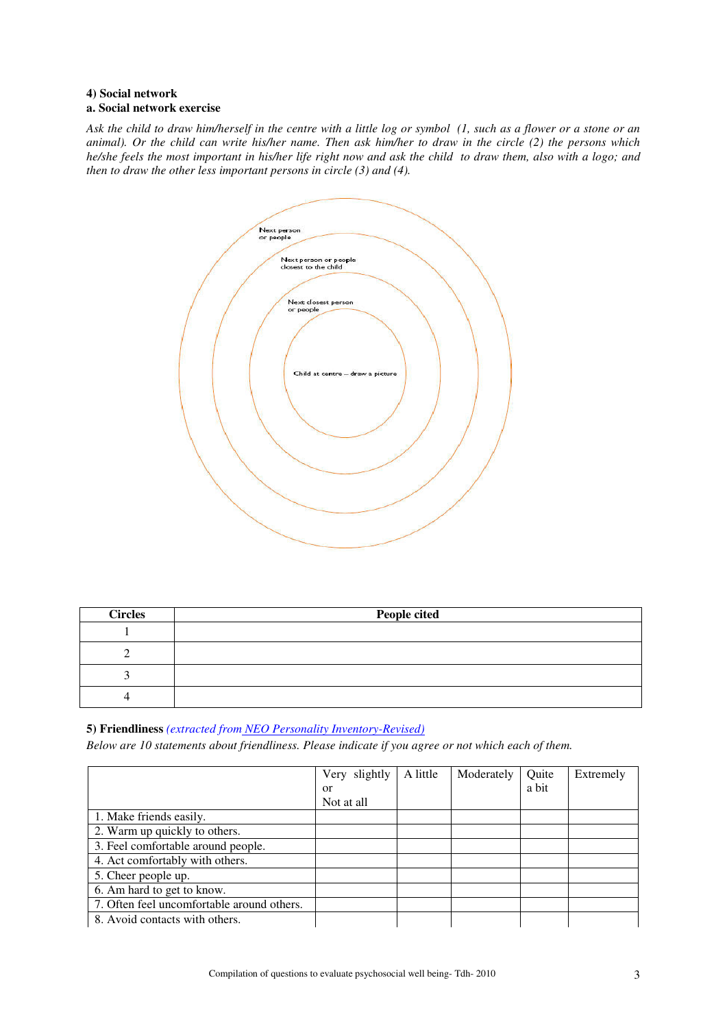**4) Social network**

**a. Social network exercise**

*Ask the child to draw him/herself in the centre with a little log or symbol (1, such as a flower or a stone or an animal). Or the child can write his/her name. Then ask him/her to draw in the circle (2) the persons which he/she feels the most important in his/her life right now and ask the child to draw them, also with a logo; and then to draw the other less important persons in circle (3) and (4).*

Next person or people

Next person or people closest to the child

Next closest person or people

Child at centre – draw a picture

| Circles | People cited |
|---|---|
| 1 | |
| 2 | |
| 3 | |
| 4 | |

**5) Friendliness** *(extracted from NEO Personality Inventory-Revised)*

*Below are 10 statements about friendliness. Please indicate if you agree or not which each of them.*

| | Very slightly or Not at all | A little | Moderately | Quite a bit | Extremely |
|---|---|---|---|---|---|
| 1. Make friends easily. | | | | | |
| 2. Warm up quickly to others. | | | | | |
| 3. Feel comfortable around people. | | | | | |
| 4. Act comfortably with others. | | | | | |
| 5. Cheer people up. | | | | | |
| 6. Am hard to get to know. | | | | | |
| 7. Often feel uncomfortable around others. | | | | | |
| 8. Avoid contacts with others. | | | | | |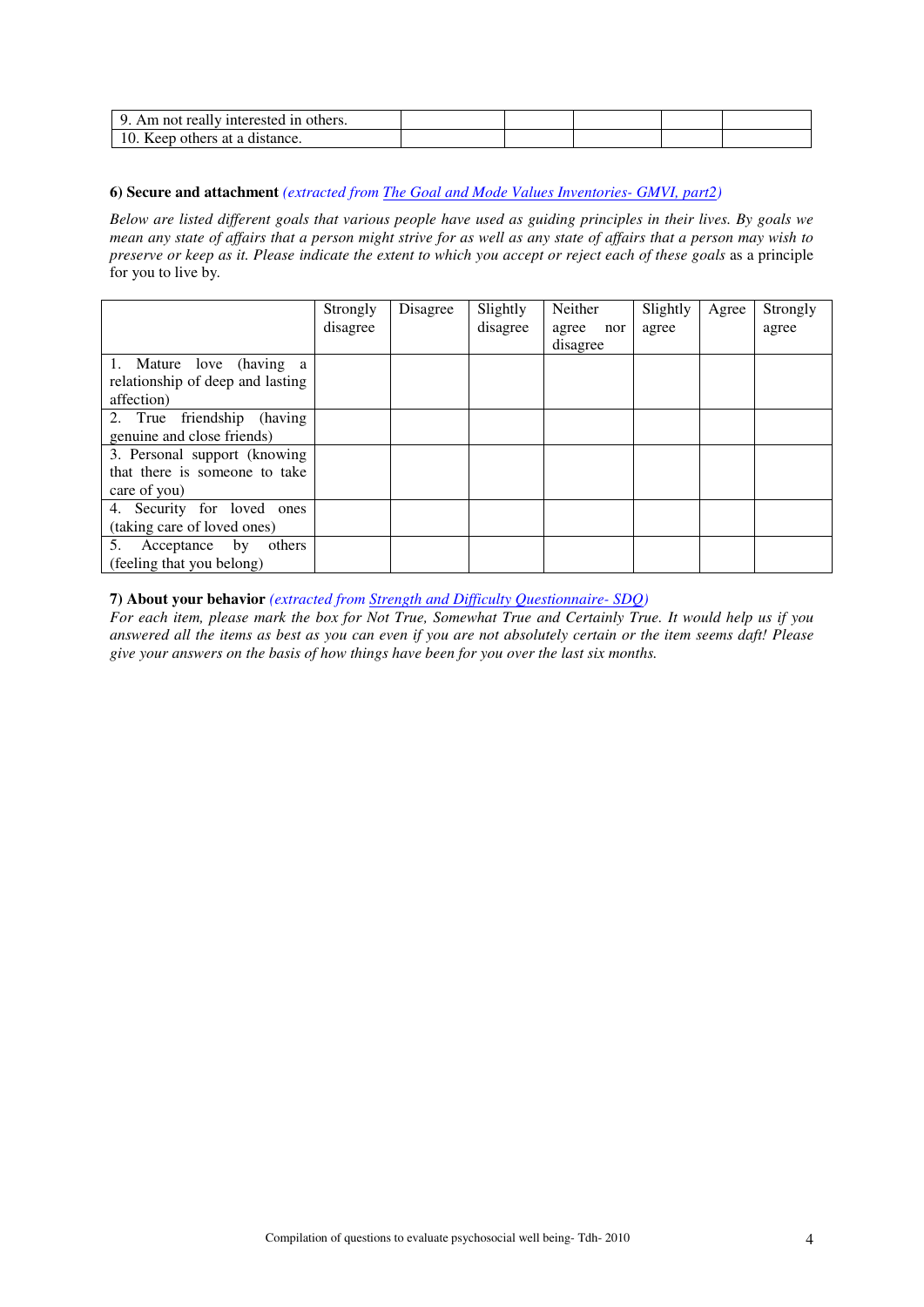| | | | | | |
|---|---|---|---|---|---|
| 9. Am not really interested in others. | | | | | |
| 10. Keep others at a distance. | | | | | |

**6) Secure and attachment** *(extracted from The Goal and Mode Values Inventories- GMVI, part2)*

*Below are listed different goals that various people have used as guiding principles in their lives. By goals we mean any state of affairs that a person might strive for as well as any state of affairs that a person may wish to preserve or keep as it. Please indicate the extent to which you accept or reject each of these goals* as a principle for you to live by.

| | Strongly disagree | Disagree | Slightly disagree | Neither agree nor disagree | Slightly agree | Agree | Strongly agree |
|---|---|---|---|---|---|---|---|
| 1. Mature love (having a relationship of deep and lasting affection) | | | | | | | |
| 2. True friendship (having genuine and close friends) | | | | | | | |
| 3. Personal support (knowing that there is someone to take care of you) | | | | | | | |
| 4. Security for loved ones (taking care of loved ones) | | | | | | | |
| 5. Acceptance by others (feeling that you belong) | | | | | | | |

**7) About your behavior** *(extracted from Strength and Difficulty Questionnaire- SDQ)*

*For each item, please mark the box for Not True, Somewhat True and Certainly True. It would help us if you answered all the items as best as you can even if you are not absolutely certain or the item seems daft! Please give your answers on the basis of how things have been for you over the last six months.*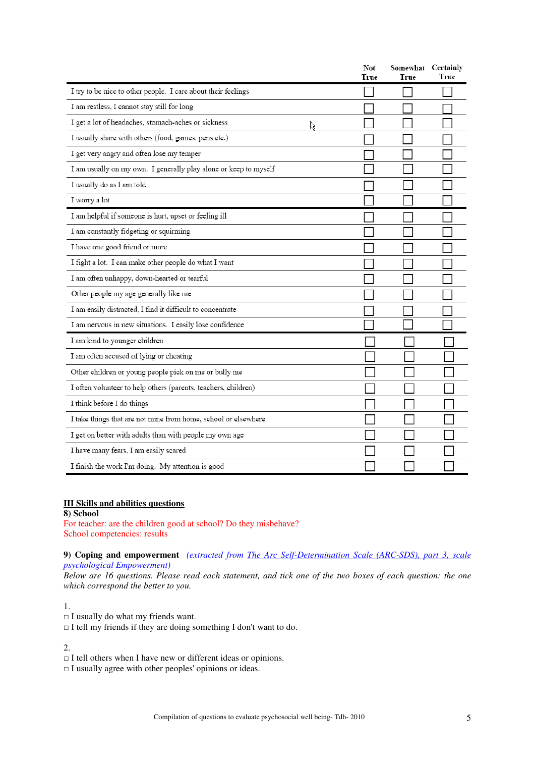| | Not True | Somewhat True | Certainly True |
|---|---|---|---|
| I try to be nice to other people. I care about their feelings | ☐ | ☐ | ☐ |
| I am restless, I cannot stay still for long | ☐ | ☐ | ☐ |
| I get a lot of headaches, stomach-aches or sickness | ☐ | ☐ | ☐ |
| I usually share with others (food, games, pens etc.) | ☐ | ☐ | ☐ |
| I get very angry and often lose my temper | ☐ | ☐ | ☐ |
| I am usually on my own. I generally play alone or keep to myself | ☐ | ☐ | ☐ |
| I usually do as I am told | ☐ | ☐ | ☐ |
| I worry a lot | ☐ | ☐ | ☐ |
| I am helpful if someone is hurt, upset or feeling ill | ☐ | ☐ | ☐ |
| I am constantly fidgeting or squirming | ☐ | ☐ | ☐ |
| I have one good friend or more | ☐ | ☐ | ☐ |
| I fight a lot. I can make other people do what I want | ☐ | ☐ | ☐ |
| I am often unhappy, down-hearted or tearful | ☐ | ☐ | ☐ |
| Other people my age generally like me | ☐ | ☐ | ☐ |
| I am easily distracted, I find it difficult to concentrate | ☐ | ☐ | ☐ |
| I am nervous in new situations. I easily lose confidence | ☐ | ☐ | ☐ |
| I am kind to younger children | ☐ | ☐ | ☐ |
| I am often accused of lying or cheating | ☐ | ☐ | ☐ |
| Other children or young people pick on me or bully me | ☐ | ☐ | ☐ |
| I often volunteer to help others (parents, teachers, children) | ☐ | ☐ | ☐ |
| I think before I do things | ☐ | ☐ | ☐ |
| I take things that are not mine from home, school or elsewhere | ☐ | ☐ | ☐ |
| I get on better with adults than with people my own age | ☐ | ☐ | ☐ |
| I have many fears, I am easily scared | ☐ | ☐ | ☐ |
| I finish the work I'm doing. My attention is good | ☐ | ☐ | ☐ |

## III Skills and abilities questions

**8) School**

For teacher: are the children good at school? Do they misbehave?

School competencies: results

**9) Coping and empowerment** *(extracted from The Arc Self-Determination Scale (ARC-SDS), part 3, scale psychological Empowerment)*

*Below are 16 questions. Please read each statement, and tick one of the two boxes of each question: the one which correspond the better to you.*

1.

□ I usually do what my friends want.

□ I tell my friends if they are doing something I don't want to do.

2.

□ I tell others when I have new or different ideas or opinions.

□ I usually agree with other peoples' opinions or ideas.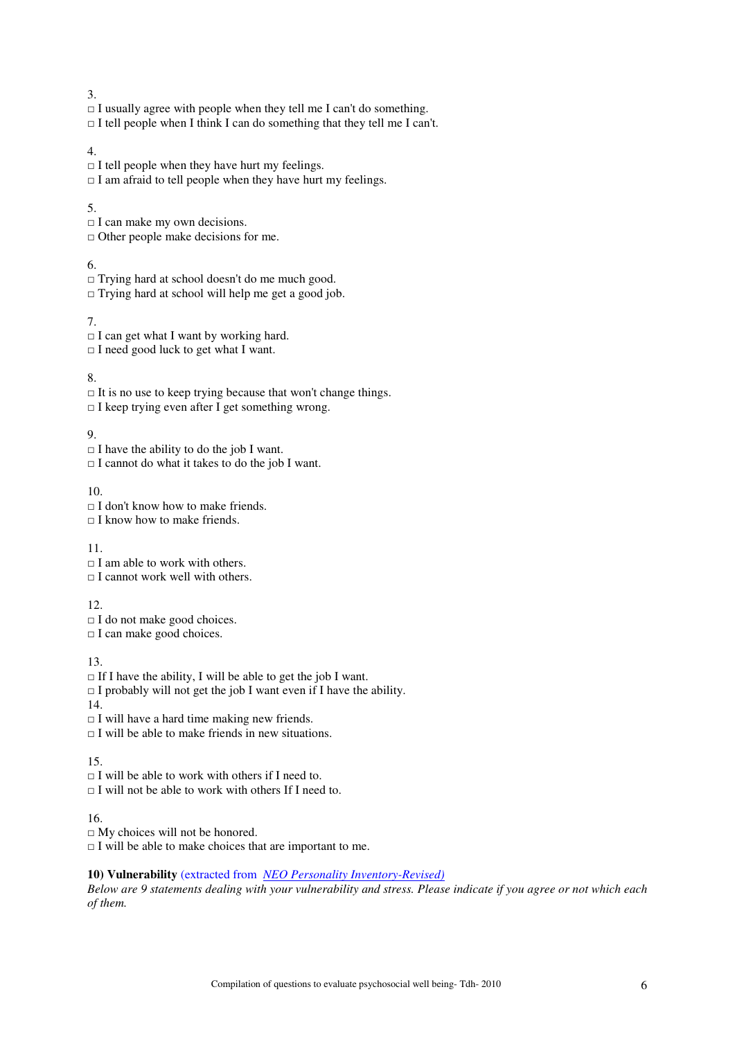3.
□ I usually agree with people when they tell me I can't do something.
□ I tell people when I think I can do something that they tell me I can't.

4.
□ I tell people when they have hurt my feelings.
□ I am afraid to tell people when they have hurt my feelings.

5.
□ I can make my own decisions.
□ Other people make decisions for me.

6.
□ Trying hard at school doesn't do me much good.
□ Trying hard at school will help me get a good job.

7.
□ I can get what I want by working hard.
□ I need good luck to get what I want.

8.
□ It is no use to keep trying because that won't change things.
□ I keep trying even after I get something wrong.

9.
□ I have the ability to do the job I want.
□ I cannot do what it takes to do the job I want.

10.
□ I don't know how to make friends.
□ I know how to make friends.

11.
□ I am able to work with others.
□ I cannot work well with others.

12.
□ I do not make good choices.
□ I can make good choices.

13.
□ If I have the ability, I will be able to get the job I want.
□ I probably will not get the job I want even if I have the ability.

14.
□ I will have a hard time making new friends.
□ I will be able to make friends in new situations.

15.
□ I will be able to work with others if I need to.
□ I will not be able to work with others If I need to.

16.
□ My choices will not be honored.
□ I will be able to make choices that are important to me.

**10) Vulnerability** (extracted from [NEO Personality Inventory-Revised)](#)

*Below are 9 statements dealing with your vulnerability and stress. Please indicate if you agree or not which each of them.*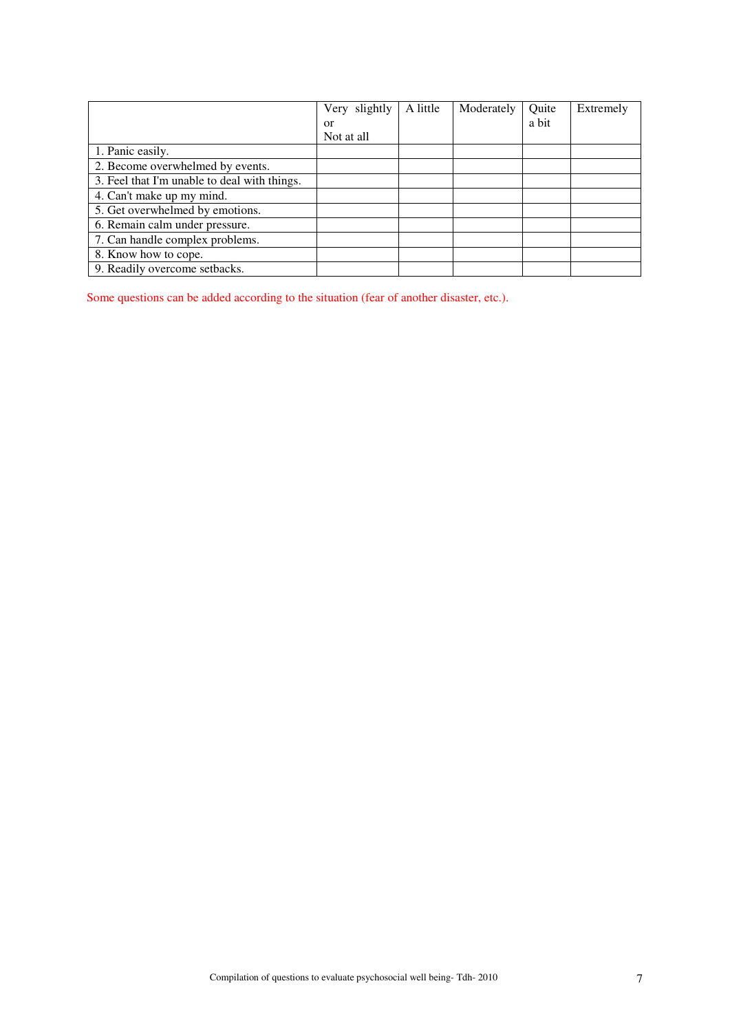| | Very slightly or Not at all | A little | Moderately | Quite a bit | Extremely |
|---|---|---|---|---|---|
| 1. Panic easily. | | | | | |
| 2. Become overwhelmed by events. | | | | | |
| 3. Feel that I'm unable to deal with things. | | | | | |
| 4. Can't make up my mind. | | | | | |
| 5. Get overwhelmed by emotions. | | | | | |
| 6. Remain calm under pressure. | | | | | |
| 7. Can handle complex problems. | | | | | |
| 8. Know how to cope. | | | | | |
| 9. Readily overcome setbacks. | | | | | |

Some questions can be added according to the situation (fear of another disaster, etc.).